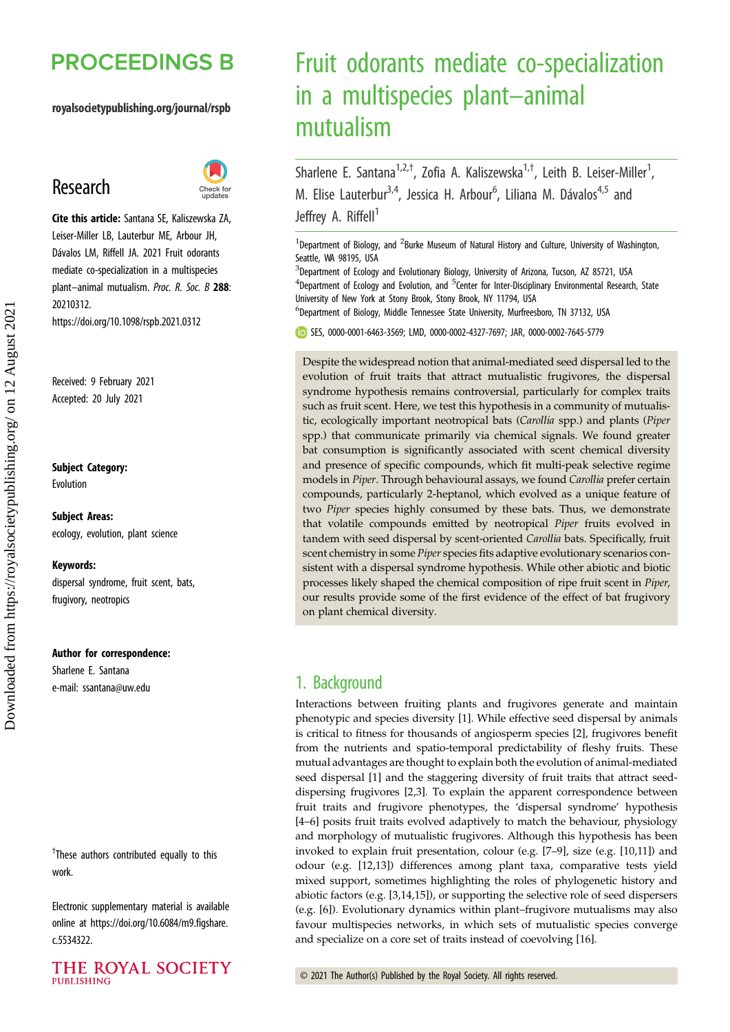# Fruit odorants mediate co-specialization in a multispecies plant–animal mutualism

Sharlene E. Santana[1,2,†], Zofia A. Kaliszewska[1,†], Leith B. Leiser-Miller[1], M. Elise Lauterbur[3,4], Jessica H. Arbour[6], Liliana M. Dávalos[4,5] and Jeffrey A. Riffell[1]

[1]Department of Biology, and [2]Burke Museum of Natural History and Culture, University of Washington, Seattle, WA 98195, USA

[3]Department of Ecology and Evolutionary Biology, University of Arizona, Tucson, AZ 85721, USA

[4]Department of Ecology and Evolution, and [5]Center for Inter-Disciplinary Environmental Research, State University of New York at Stony Brook, Stony Brook, NY 11794, USA

[6]Department of Biology, Middle Tennessee State University, Murfreesboro, TN 37132, USA

SES, 0000-0001-6463-3569; LMD, 0000-0002-4327-7697; JAR, 0000-0002-7645-5779

royalsocietypublishing.org/journal/rspb

## Research

**Cite this article:** Santana SE, Kaliszewska ZA, Leiser-Miller LB, Lauterbur ME, Arbour JH, Dávalos LM, Riffell JA. 2021 Fruit odorants mediate co-specialization in a multispecies plant–animal mutualism. *Proc. R. Soc. B* **288**: 20210312.
https://doi.org/10.1098/rspb.2021.0312

Received: 9 February 2021
Accepted: 20 July 2021

**Subject Category:**
Evolution

**Subject Areas:**
ecology, evolution, plant science

**Keywords:**
dispersal syndrome, fruit scent, bats, frugivory, neotropics

**Author for correspondence:**
Sharlene E. Santana
e-mail: ssantana@uw.edu

†These authors contributed equally to this work.

Electronic supplementary material is available online at https://doi.org/10.6084/m9.figshare.c.5534322.

Despite the widespread notion that animal-mediated seed dispersal led to the evolution of fruit traits that attract mutualistic frugivores, the dispersal syndrome hypothesis remains controversial, particularly for complex traits such as fruit scent. Here, we test this hypothesis in a community of mutualistic, ecologically important neotropical bats (*Carollia* spp.) and plants (*Piper* spp.) that communicate primarily via chemical signals. We found greater bat consumption is significantly associated with scent chemical diversity and presence of specific compounds, which fit multi-peak selective regime models in *Piper*. Through behavioural assays, we found *Carollia* prefer certain compounds, particularly 2-heptanol, which evolved as a unique feature of two *Piper* species highly consumed by these bats. Thus, we demonstrate that volatile compounds emitted by neotropical *Piper* fruits evolved in tandem with seed dispersal by scent-oriented *Carollia* bats. Specifically, fruit scent chemistry in some *Piper* species fits adaptive evolutionary scenarios consistent with a dispersal syndrome hypothesis. While other abiotic and biotic processes likely shaped the chemical composition of ripe fruit scent in *Piper*, our results provide some of the first evidence of the effect of bat frugivory on plant chemical diversity.

## 1. Background

Interactions between fruiting plants and frugivores generate and maintain phenotypic and species diversity [1]. While effective seed dispersal by animals is critical to fitness for thousands of angiosperm species [2], frugivores benefit from the nutrients and spatio-temporal predictability of fleshy fruits. These mutual advantages are thought to explain both the evolution of animal-mediated seed dispersal [1] and the staggering diversity of fruit traits that attract seed-dispersing frugivores [2,3]. To explain the apparent correspondence between fruit traits and frugivore phenotypes, the 'dispersal syndrome' hypothesis [4–6] posits fruit traits evolved adaptively to match the behaviour, physiology and morphology of mutualistic frugivores. Although this hypothesis has been invoked to explain fruit presentation, colour (e.g. [7–9], size (e.g. [10,11]) and odour (e.g. [12,13]) differences among plant taxa, comparative tests yield mixed support, sometimes highlighting the roles of phylogenetic history and abiotic factors (e.g. [3,14,15]), or supporting the selective role of seed dispersers (e.g. [6]). Evolutionary dynamics within plant–frugivore mutualisms may also favour multispecies networks, in which sets of mutualistic species converge and specialize on a core set of traits instead of coevolving [16].

© 2021 The Author(s) Published by the Royal Society. All rights reserved.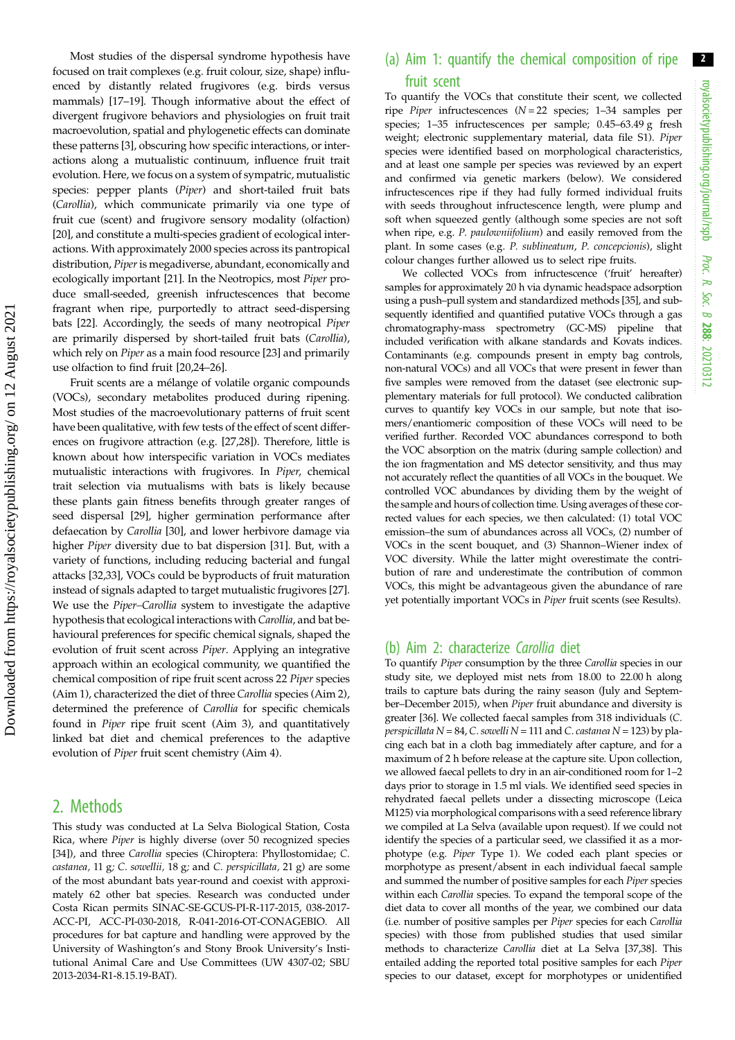Most studies of the dispersal syndrome hypothesis have focused on trait complexes (e.g. fruit colour, size, shape) influenced by distantly related frugivores (e.g. birds versus mammals) [17–19]. Though informative about the effect of divergent frugivore behaviors and physiologies on fruit trait macroevolution, spatial and phylogenetic effects can dominate these patterns [3], obscuring how specific interactions, or interactions along a mutualistic continuum, influence fruit trait evolution. Here, we focus on a system of sympatric, mutualistic species: pepper plants (*Piper*) and short-tailed fruit bats (*Carollia*), which communicate primarily via one type of fruit cue (scent) and frugivore sensory modality (olfaction) [20], and constitute a multi-species gradient of ecological interactions. With approximately 2000 species across its pantropical distribution, *Piper* is megadiverse, abundant, economically and ecologically important [21]. In the Neotropics, most *Piper* produce small-seeded, greenish infructescences that become fragrant when ripe, purportedly to attract seed-dispersing bats [22]. Accordingly, the seeds of many neotropical *Piper* are primarily dispersed by short-tailed fruit bats (*Carollia*), which rely on *Piper* as a main food resource [23] and primarily use olfaction to find fruit [20,24–26].

Fruit scents are a mélange of volatile organic compounds (VOCs), secondary metabolites produced during ripening. Most studies of the macroevolutionary patterns of fruit scent have been qualitative, with few tests of the effect of scent differences on frugivore attraction (e.g. [27,28]). Therefore, little is known about how interspecific variation in VOCs mediates mutualistic interactions with frugivores. In *Piper*, chemical trait selection via mutualisms with bats is likely because these plants gain fitness benefits through greater ranges of seed dispersal [29], higher germination performance after defaecation by *Carollia* [30], and lower herbivore damage via higher *Piper* diversity due to bat dispersion [31]. But, with a variety of functions, including reducing bacterial and fungal attacks [32,33], VOCs could be byproducts of fruit maturation instead of signals adapted to target mutualistic frugivores [27]. We use the *Piper*–*Carollia* system to investigate the adaptive hypothesis that ecological interactions with *Carollia*, and bat behavioural preferences for specific chemical signals, shaped the evolution of fruit scent across *Piper*. Applying an integrative approach within an ecological community, we quantified the chemical composition of ripe fruit scent across 22 *Piper* species (Aim 1), characterized the diet of three *Carollia* species (Aim 2), determined the preference of *Carollia* for specific chemicals found in *Piper* ripe fruit scent (Aim 3), and quantitatively linked bat diet and chemical preferences to the adaptive evolution of *Piper* fruit scent chemistry (Aim 4).

## 2. Methods

This study was conducted at La Selva Biological Station, Costa Rica, where *Piper* is highly diverse (over 50 recognized species [34]), and three *Carollia* species (Chiroptera: Phyllostomidae; *C. castanea*, 11 g; *C. sowellii*, 18 g; and *C. perspicillata*, 21 g) are some of the most abundant bats year-round and coexist with approximately 62 other bat species. Research was conducted under Costa Rican permits SINAC-SE-GCUS-PI-R-117-2015, 038-2017-ACC-PI, ACC-PI-030-2018, R-041-2016-OT-CONAGEBIO. All procedures for bat capture and handling were approved by the University of Washington's and Stony Brook University's Institutional Animal Care and Use Committees (UW 4307-02; SBU 2013-2034-R1-8.15.19-BAT).

### (a) Aim 1: quantify the chemical composition of ripe fruit scent

To quantify the VOCs that constitute their scent, we collected ripe *Piper* infructescences ($N = 22$ species; 1–34 samples per species; 1–35 infructescences per sample; 0.45–63.49 g fresh weight; electronic supplementary material, data file S1). *Piper* species were identified based on morphological characteristics, and at least one sample per species was reviewed by an expert and confirmed via genetic markers (below). We considered infructescences ripe if they had fully formed individual fruits with seeds throughout infructescence length, were plump and soft when squeezed gently (although some species are not soft when ripe, e.g. *P. paulowniifolium*) and easily removed from the plant. In some cases (e.g. *P. sublineatum*, *P. concepcionis*), slight colour changes further allowed us to select ripe fruits.

We collected VOCs from infructescence ('fruit' hereafter) samples for approximately 20 h via dynamic headspace adsorption using a push–pull system and standardized methods [35], and subsequently identified and quantified putative VOCs through a gas chromatography-mass spectrometry (GC-MS) pipeline that included verification with alkane standards and Kovats indices. Contaminants (e.g. compounds present in empty bag controls, non-natural VOCs) and all VOCs that were present in fewer than five samples were removed from the dataset (see electronic supplementary materials for full protocol). We conducted calibration curves to quantify key VOCs in our sample, but note that isomers/enantiomeric composition of these VOCs will need to be verified further. Recorded VOC abundances correspond to both the VOC absorption on the matrix (during sample collection) and the ion fragmentation and MS detector sensitivity, and thus may not accurately reflect the quantities of all VOCs in the bouquet. We controlled VOC abundances by dividing them by the weight of the sample and hours of collection time. Using averages of these corrected values for each species, we then calculated: (1) total VOC emission–the sum of abundances across all VOCs, (2) number of VOCs in the scent bouquet, and (3) Shannon–Wiener index of VOC diversity. While the latter might overestimate the contribution of rare and underestimate the contribution of common VOCs, this might be advantageous given the abundance of rare yet potentially important VOCs in *Piper* fruit scents (see Results).

### (b) Aim 2: characterize *Carollia* diet

To quantify *Piper* consumption by the three *Carollia* species in our study site, we deployed mist nets from 18.00 to 22.00 h along trails to capture bats during the rainy season (July and September–December 2015), when *Piper* fruit abundance and diversity is greater [36]. We collected faecal samples from 318 individuals (*C. perspicillata* $N = 84$, *C. sowelli* $N = 111$ and *C. castanea* $N = 123$) by placing each bat in a cloth bag immediately after capture, and for a maximum of 2 h before release at the capture site. Upon collection, we allowed faecal pellets to dry in an air-conditioned room for 1–2 days prior to storage in 1.5 ml vials. We identified seed species in rehydrated faecal pellets under a dissecting microscope (Leica M125) via morphological comparisons with a seed reference library we compiled at La Selva (available upon request). If we could not identify the species of a particular seed, we classified it as a morphotype (e.g. *Piper* Type 1). We coded each plant species or morphotype as present/absent in each individual faecal sample and summed the number of positive samples for each *Piper* species within each *Carollia* species. To expand the temporal scope of the diet data to cover all months of the year, we combined our data (i.e. number of positive samples per *Piper* species for each *Carollia* species) with those from published studies that used similar methods to characterize *Carollia* diet at La Selva [37,38]. This entailed adding the reported total positive samples for each *Piper* species to our dataset, except for morphotypes or unidentified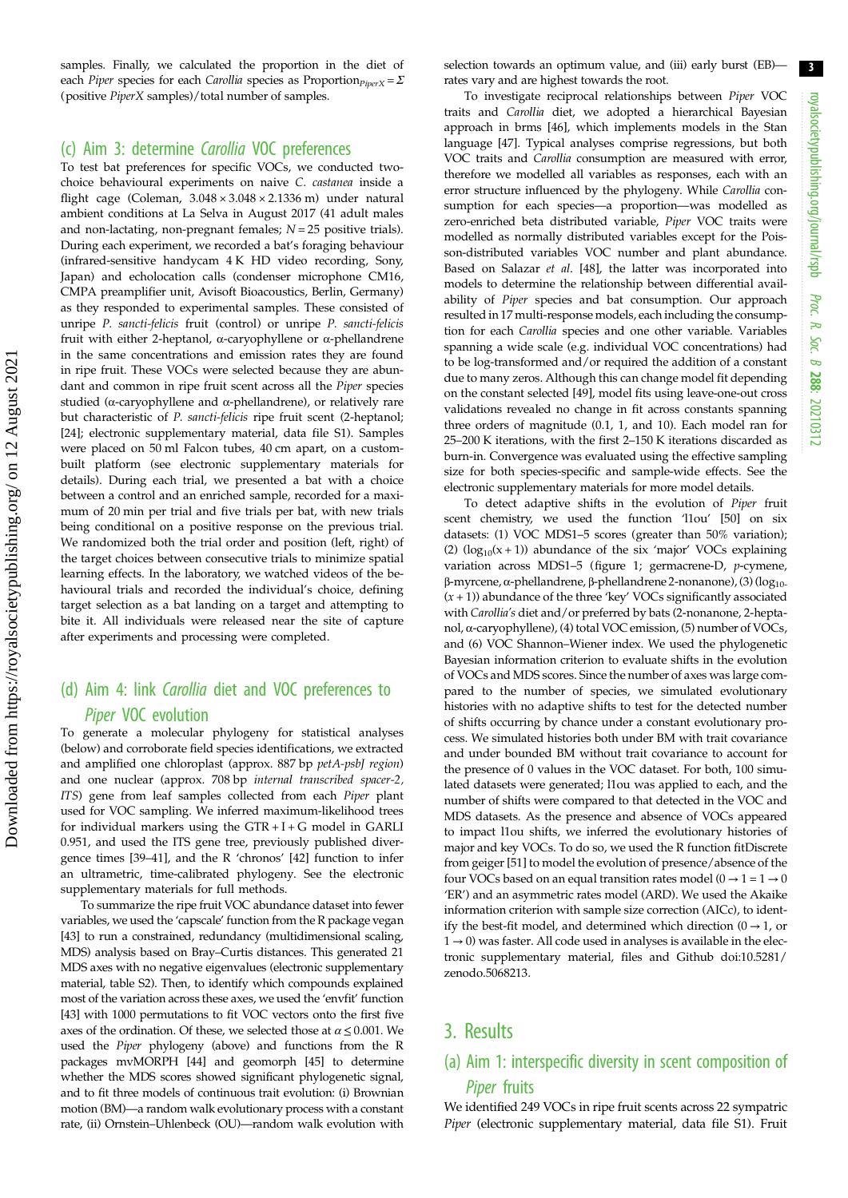samples. Finally, we calculated the proportion in the diet of each *Piper* species for each *Carollia* species as $\text{Proportion}_{PiperX} = \Sigma$ (positive *PiperX* samples)/total number of samples.

## (c) Aim 3: determine *Carollia* VOC preferences

To test bat preferences for specific VOCs, we conducted two-choice behavioural experiments on naive *C. castanea* inside a flight cage (Coleman, 3.048 × 3.048 × 2.1336 m) under natural ambient conditions at La Selva in August 2017 (41 adult males and non-lactating, non-pregnant females; $N = 25$ positive trials). During each experiment, we recorded a bat's foraging behaviour (infrared-sensitive handycam 4 K HD video recording, Sony, Japan) and echolocation calls (condenser microphone CM16, CMPA preamplifier unit, Avisoft Bioacoustics, Berlin, Germany) as they responded to experimental samples. These consisted of unripe *P. sancti-felicis* fruit (control) or unripe *P. sancti-felicis* fruit with either 2-heptanol, α-caryophyllene or α-phellandrene in the same concentrations and emission rates they are found in ripe fruit. These VOCs were selected because they are abundant and common in ripe fruit scent across all the *Piper* species studied (α-caryophyllene and α-phellandrene), or relatively rare but characteristic of *P. sancti-felicis* ripe fruit scent (2-heptanol; [24]; electronic supplementary material, data file S1). Samples were placed on 50 ml Falcon tubes, 40 cm apart, on a custom-built platform (see electronic supplementary materials for details). During each trial, we presented a bat with a choice between a control and an enriched sample, recorded for a maximum of 20 min per trial and five trials per bat, with new trials being conditional on a positive response on the previous trial. We randomized both the trial order and position (left, right) of the target choices between consecutive trials to minimize spatial learning effects. In the laboratory, we watched videos of the behavioural trials and recorded the individual's choice, defining target selection as a bat landing on a target and attempting to bite it. All individuals were released near the site of capture after experiments and processing were completed.

## (d) Aim 4: link *Carollia* diet and VOC preferences to *Piper* VOC evolution

To generate a molecular phylogeny for statistical analyses (below) and corroborate field species identifications, we extracted and amplified one chloroplast (approx. 887 bp *petA-psbJ region*) and one nuclear (approx. 708 bp *internal transcribed spacer-2, ITS*) gene from leaf samples collected from each *Piper* plant used for VOC sampling. We inferred maximum-likelihood trees for individual markers using the GTR + I + G model in GARLI 0.951, and used the ITS gene tree, previously published divergence times [39–41], and the R 'chronos' [42] function to infer an ultrametric, time-calibrated phylogeny. See the electronic supplementary materials for full methods.

To summarize the ripe fruit VOC abundance dataset into fewer variables, we used the 'capscale' function from the R package vegan [43] to run a constrained, redundancy (multidimensional scaling, MDS) analysis based on Bray–Curtis distances. This generated 21 MDS axes with no negative eigenvalues (electronic supplementary material, table S2). Then, to identify which compounds explained most of the variation across these axes, we used the 'envfit' function [43] with 1000 permutations to fit VOC vectors onto the first five axes of the ordination. Of these, we selected those at $\alpha \leq 0.001$. We used the *Piper* phylogeny (above) and functions from the R packages mvMORPH [44] and geomorph [45] to determine whether the MDS scores showed significant phylogenetic signal, and to fit three models of continuous trait evolution: (i) Brownian motion (BM)—a random walk evolutionary process with a constant rate, (ii) Ornstein–Uhlenbeck (OU)—random walk evolution with selection towards an optimum value, and (iii) early burst (EB)—rates vary and are highest towards the root.

To investigate reciprocal relationships between *Piper* VOC traits and *Carollia* diet, we adopted a hierarchical Bayesian approach in brms [46], which implements models in the Stan language [47]. Typical analyses comprise regressions, but both VOC traits and *Carollia* consumption are measured with error, therefore we modelled all variables as responses, each with an error structure influenced by the phylogeny. While *Carollia* consumption for each species—a proportion—was modelled as zero-enriched beta distributed variable, *Piper* VOC traits were modelled as normally distributed variables except for the Poisson-distributed variables VOC number and plant abundance. Based on Salazar *et al*. [48], the latter was incorporated into models to determine the relationship between differential availability of *Piper* species and bat consumption. Our approach resulted in 17 multi-response models, each including the consumption for each *Carollia* species and one other variable. Variables spanning a wide scale (e.g. individual VOC concentrations) had to be log-transformed and/or required the addition of a constant due to many zeros. Although this can change model fit depending on the constant selected [49], model fits using leave-one-out cross validations revealed no change in fit across constants spanning three orders of magnitude (0.1, 1, and 10). Each model ran for 25–200 K iterations, with the first 2–150 K iterations discarded as burn-in. Convergence was evaluated using the effective sampling size for both species-specific and sample-wide effects. See the electronic supplementary materials for more model details.

To detect adaptive shifts in the evolution of *Piper* fruit scent chemistry, we used the function 'l1ou' [50] on six datasets: (1) VOC MDS1–5 scores (greater than 50% variation); (2) ($\log_{10}(x + 1)$) abundance of the six 'major' VOCs explaining variation across MDS1–5 (figure 1; germacrene-D, *p*-cymene, β-myrcene, α-phellandrene, β-phellandrene 2-nonanone), (3) ($\log_{10}(x + 1)$) abundance of the three 'key' VOCs significantly associated with *Carollia's* diet and/or preferred by bats (2-nonanone, 2-heptanol, α-caryophyllene), (4) total VOC emission, (5) number of VOCs, and (6) VOC Shannon–Wiener index. We used the phylogenetic Bayesian information criterion to evaluate shifts in the evolution of VOCs and MDS scores. Since the number of axes was large compared to the number of species, we simulated evolutionary histories with no adaptive shifts to test for the detected number of shifts occurring by chance under a constant evolutionary process. We simulated histories both under BM with trait covariance and under bounded BM without trait covariance to account for the presence of 0 values in the VOC dataset. For both, 100 simulated datasets were generated; l1ou was applied to each, and the number of shifts were compared to that detected in the VOC and MDS datasets. As the presence and absence of VOCs appeared to impact l1ou shifts, we inferred the evolutionary histories of major and key VOCs. To do so, we used the R function fitDiscrete from geiger [51] to model the evolution of presence/absence of the four VOCs based on an equal transition rates model ($0 \rightarrow 1 = 1 \rightarrow 0$ 'ER') and an asymmetric rates model (ARD). We used the Akaike information criterion with sample size correction (AICc), to identify the best-fit model, and determined which direction ($0 \rightarrow 1$, or $1 \rightarrow 0$) was faster. All code used in analyses is available in the electronic supplementary material, files and Github doi:10.5281/zenodo.5068213.

# 3. Results

## (a) Aim 1: interspecific diversity in scent composition of *Piper* fruits

We identified 249 VOCs in ripe fruit scents across 22 sympatric *Piper* (electronic supplementary material, data file S1). Fruit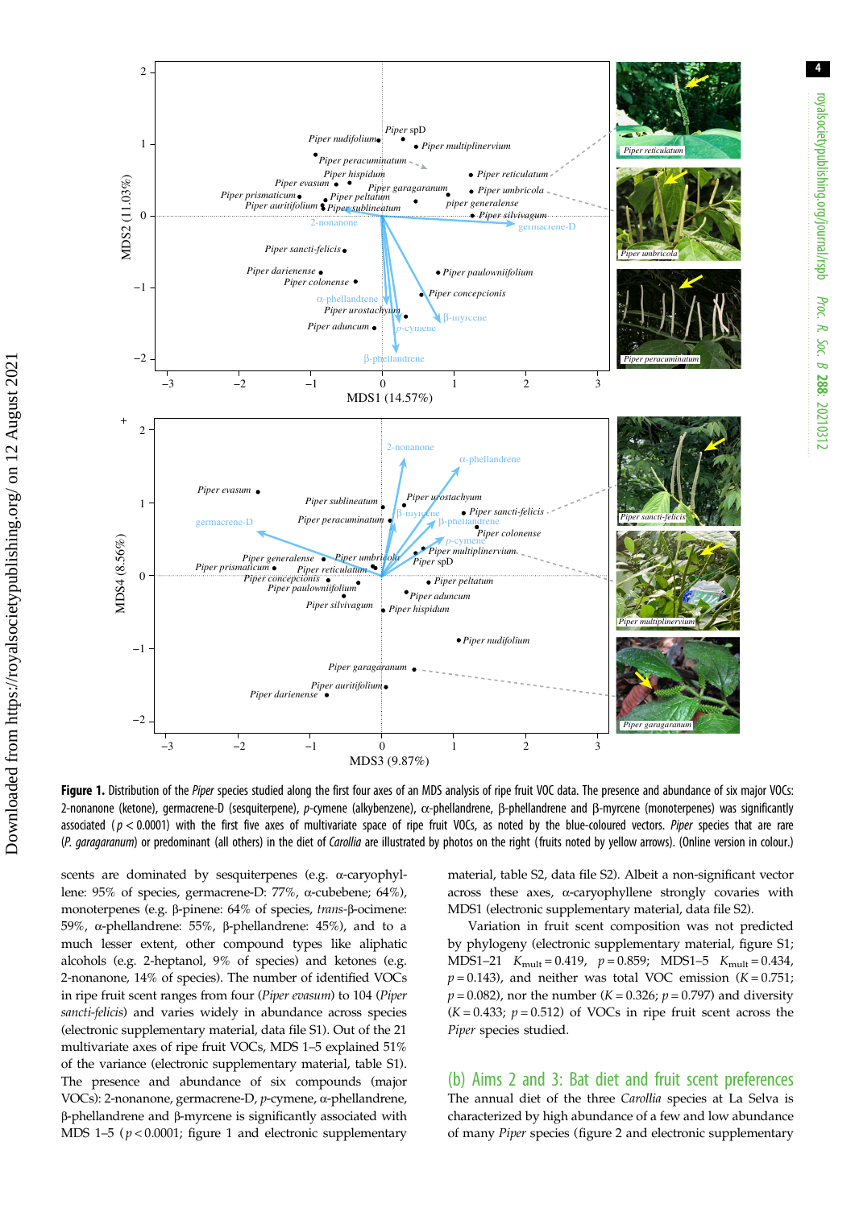**Figure 1.** Distribution of the *Piper* species studied along the first four axes of an MDS analysis of ripe fruit VOC data. The presence and abundance of six major VOCs: 2-nonanone (ketone), germacrene-D (sesquiterpene), *p*-cymene (alkybenzene), α-phellandrene, β-phellandrene and β-myrcene (monoterpenes) was significantly associated ($p < 0.0001$) with the first five axes of multivariate space of ripe fruit VOCs, as noted by the blue-coloured vectors. *Piper* species that are rare (*P. garagaranum*) or predominant (all others) in the diet of *Carollia* are illustrated by photos on the right (fruits noted by yellow arrows). (Online version in colour.)

scents are dominated by sesquiterpenes (e.g. α-caryophyllene: 95% of species, germacrene-D: 77%, α-cubebene; 64%), monoterpenes (e.g. β-pinene: 64% of species, *trans*-β-ocimene: 59%, α-phellandrene: 55%, β-phellandrene: 45%), and to a much lesser extent, other compound types like aliphatic alcohols (e.g. 2-heptanol, 9% of species) and ketones (e.g. 2-nonanone, 14% of species). The number of identified VOCs in ripe fruit scent ranges from four (*Piper evasum*) to 104 (*Piper sancti-felicis*) and varies widely in abundance across species (electronic supplementary material, data file S1). Out of the 21 multivariate axes of ripe fruit VOCs, MDS 1–5 explained 51% of the variance (electronic supplementary material, table S1). The presence and abundance of six compounds (major VOCs): 2-nonanone, germacrene-D, *p*-cymene, α-phellandrene, β-phellandrene and β-myrcene is significantly associated with MDS 1–5 ($p < 0.0001$; figure 1 and electronic supplementary material, table S2, data file S2). Albeit a non-significant vector across these axes, α-caryophyllene strongly covaries with MDS1 (electronic supplementary material, data file S2).

Variation in fruit scent composition was not predicted by phylogeny (electronic supplementary material, figure S1; MDS1–21 $K_{mult} = 0.419$, $p = 0.859$; MDS1–5 $K_{mult} = 0.434$, $p = 0.143$), and neither was total VOC emission ($K = 0.751$; $p = 0.082$), nor the number ($K = 0.326$; $p = 0.797$) and diversity ($K = 0.433$; $p = 0.512$) of VOCs in ripe fruit scent across the *Piper* species studied.

## (b) Aims 2 and 3: Bat diet and fruit scent preferences

The annual diet of the three *Carollia* species at La Selva is characterized by high abundance of a few and low abundance of many *Piper* species (figure 2 and electronic supplementary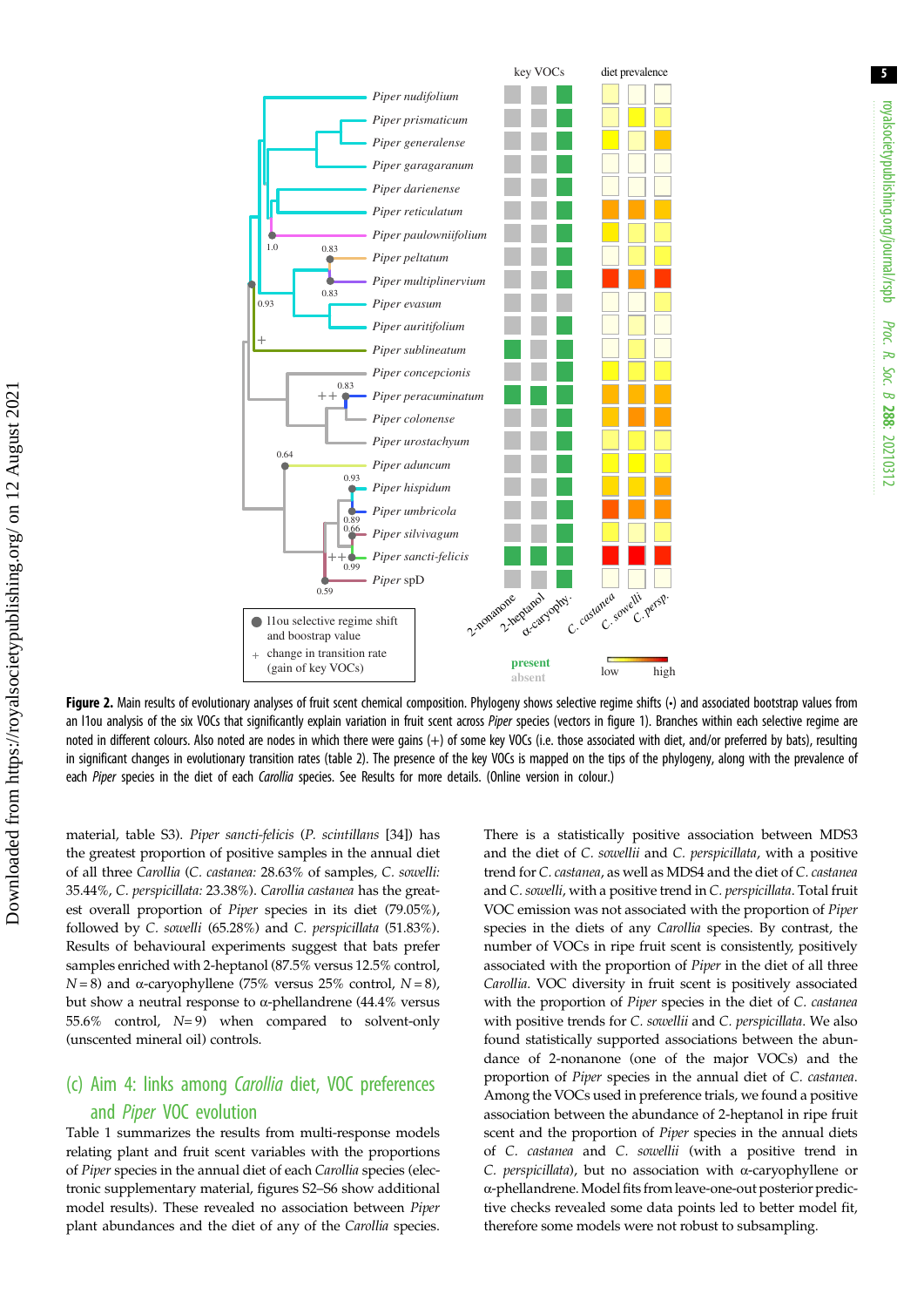**Figure 2.** Main results of evolutionary analyses of fruit scent chemical composition. Phylogeny shows selective regime shifts (•) and associated bootstrap values from an l1ou analysis of the six VOCs that significantly explain variation in fruit scent across *Piper* species (vectors in figure 1). Branches within each selective regime are noted in different colours. Also noted are nodes in which there were gains (+) of some key VOCs (i.e. those associated with diet, and/or preferred by bats), resulting in significant changes in evolutionary transition rates (table 2). The presence of the key VOCs is mapped on the tips of the phylogeny, along with the prevalence of each *Piper* species in the diet of each *Carollia* species. See Results for more details. (Online version in colour.)

material, table S3). *Piper sancti-felicis* (*P. scintillans* [34]) has the greatest proportion of positive samples in the annual diet of all three *Carollia* (*C. castanea:* 28.63% of samples, *C. sowelli:* 35.44%, *C. perspicillata:* 23.38%). *Carollia castanea* has the greatest overall proportion of *Piper* species in its diet (79.05%), followed by *C. sowelli* (65.28%) and *C. perspicillata* (51.83%). Results of behavioural experiments suggest that bats prefer samples enriched with 2-heptanol (87.5% versus 12.5% control, $N = 8$) and α-caryophyllene (75% versus 25% control, $N = 8$), but show a neutral response to α-phellandrene (44.4% versus 55.6% control, $N = 9$) when compared to solvent-only (unscented mineral oil) controls.

## (c) Aim 4: links among *Carollia* diet, VOC preferences and *Piper* VOC evolution

Table 1 summarizes the results from multi-response models relating plant and fruit scent variables with the proportions of *Piper* species in the annual diet of each *Carollia* species (electronic supplementary material, figures S2–S6 show additional model results). These revealed no association between *Piper* plant abundances and the diet of any of the *Carollia* species. There is a statistically positive association between MDS3 and the diet of *C. sowellii* and *C. perspicillata*, with a positive trend for *C. castanea*, as well as MDS4 and the diet of *C. castanea* and *C. sowelli*, with a positive trend in *C. perspicillata*. Total fruit VOC emission was not associated with the proportion of *Piper* species in the diets of any *Carollia* species. By contrast, the number of VOCs in ripe fruit scent is consistently, positively associated with the proportion of *Piper* in the diet of all three *Carollia*. VOC diversity in fruit scent is positively associated with the proportion of *Piper* species in the diet of *C. castanea* with positive trends for *C. sowellii* and *C. perspicillata*. We also found statistically supported associations between the abundance of 2-nonanone (one of the major VOCs) and the proportion of *Piper* species in the annual diet of *C. castanea*. Among the VOCs used in preference trials, we found a positive association between the abundance of 2-heptanol in ripe fruit scent and the proportion of *Piper* species in the annual diets of *C. castanea* and *C. sowellii* (with a positive trend in *C. perspicillata*), but no association with α-caryophyllene or α-phellandrene. Model fits from leave-one-out posterior predictive checks revealed some data points led to better model fit, therefore some models were not robust to subsampling.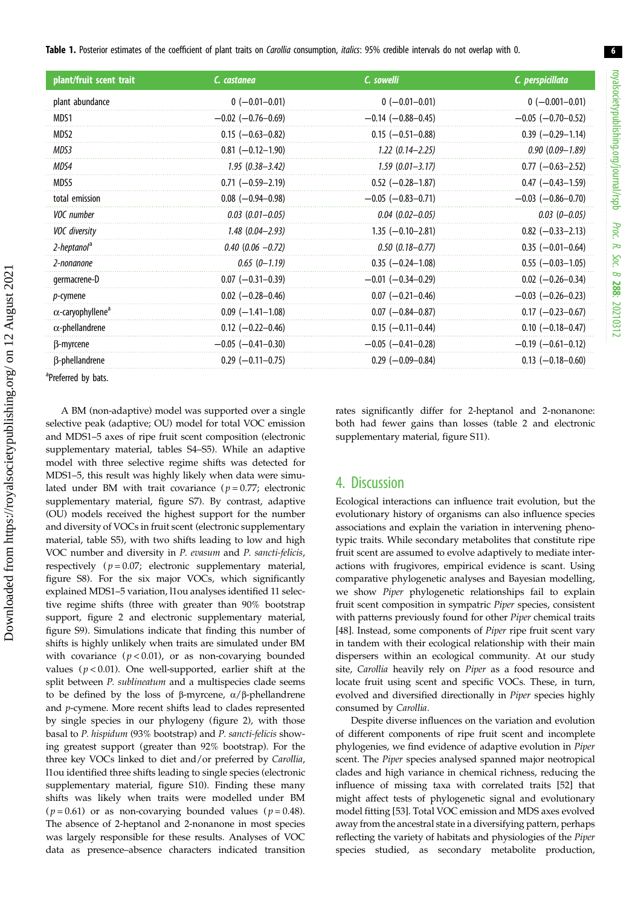**Table 1.** Posterior estimates of the coefficient of plant traits on *Carollia* consumption, *italics*: 95% credible intervals do not overlap with 0.

| plant/fruit scent trait | *C. castanea* | *C. sowelli* | *C. perspicillata* |
|---|---|---|---|
| plant abundance | 0 (−0.01–0.01) | 0 (−0.01–0.01) | 0 (−0.001–0.01) |
| MDS1 | −0.02 (−0.76–0.69) | −0.14 (−0.88–0.45) | −0.05 (−0.70–0.52) |
| MDS2 | 0.15 (−0.63–0.82) | 0.15 (−0.51–0.88) | 0.39 (−0.29–1.14) |
| *MDS3* | 0.81 (−0.12–1.90) | *1.22 (0.14–2.25)* | *0.90 (0.09–1.89)* |
| *MDS4* | *1.95 (0.38–3.42)* | *1.59 (0.01–3.17)* | 0.77 (−0.63–2.52) |
| MDS5 | 0.71 (−0.59–2.19) | 0.52 (−0.28–1.87) | 0.47 (−0.43–1.59) |
| total emission | 0.08 (−0.94–0.98) | −0.05 (−0.83–0.71) | −0.03 (−0.86–0.70) |
| *VOC number* | *0.03 (0.01–0.05)* | *0.04 (0.02–0.05)* | *0.03 (0–0.05)* |
| *VOC diversity* | *1.48 (0.04–2.93)* | 1.35 (−0.10–2.81) | 0.82 (−0.33–2.13) |
| *2-heptanol*[a] | *0.40 (0.06 –0.72)* | *0.50 (0.18–0.77)* | 0.35 (−0.01–0.64) |
| *2-nonanone* | *0.65 (0–1.19)* | 0.35 (−0.24–1.08) | 0.55 (−0.03–1.05) |
| germacrene-D | 0.07 (−0.31–0.39) | −0.01 (−0.34–0.29) | 0.02 (−0.26–0.34) |
| *p*-cymene | 0.02 (−0.28–0.46) | 0.07 (−0.21–0.46) | −0.03 (−0.26–0.23) |
| α-caryophyllene[a] | 0.09 (−1.41–1.08) | 0.07 (−0.84–0.87) | 0.17 (−0.23–0.67) |
| α-phellandrene | 0.12 (−0.22–0.46) | 0.15 (−0.11–0.44) | 0.10 (−0.18–0.47) |
| β-myrcene | −0.05 (−0.41–0.30) | −0.05 (−0.41–0.28) | −0.19 (−0.61–0.12) |
| β-phellandrene | 0.29 (−0.11–0.75) | 0.29 (−0.09–0.84) | 0.13 (−0.18–0.60) |

[a]Preferred by bats.

A BM (non-adaptive) model was supported over a single selective peak (adaptive; OU) model for total VOC emission and MDS1–5 axes of ripe fruit scent composition (electronic supplementary material, tables S4–S5). While an adaptive model with three selective regime shifts was detected for MDS1–5, this result was highly likely when data were simulated under BM with trait covariance ($p = 0.77$; electronic supplementary material, figure S7). By contrast, adaptive (OU) models received the highest support for the number and diversity of VOCs in fruit scent (electronic supplementary material, table S5), with two shifts leading to low and high VOC number and diversity in *P. evasum* and *P. sancti-felicis*, respectively ($p = 0.07$; electronic supplementary material, figure S8). For the six major VOCs, which significantly explained MDS1–5 variation, l1ou analyses identified 11 selective regime shifts (three with greater than 90% bootstrap support, figure 2 and electronic supplementary material, figure S9). Simulations indicate that finding this number of shifts is highly unlikely when traits are simulated under BM with covariance ($p < 0.01$), or as non-covarying bounded values ($p < 0.01$). One well-supported, earlier shift at the split between *P. sublineatum* and a multispecies clade seems to be defined by the loss of β-myrcene, α/β-phellandrene and *p*-cymene. More recent shifts lead to clades represented by single species in our phylogeny (figure 2), with those basal to *P. hispidum* (93% bootstrap) and *P. sancti-felicis* showing greatest support (greater than 92% bootstrap). For the three key VOCs linked to diet and/or preferred by *Carollia*, l1ou identified three shifts leading to single species (electronic supplementary material, figure S10). Finding these many shifts was likely when traits were modelled under BM ($p = 0.61$) or as non-covarying bounded values ($p = 0.48$). The absence of 2-heptanol and 2-nonanone in most species was largely responsible for these results. Analyses of VOC data as presence–absence characters indicated transition rates significantly differ for 2-heptanol and 2-nonanone: both had fewer gains than losses (table 2 and electronic supplementary material, figure S11).

## 4. Discussion

Ecological interactions can influence trait evolution, but the evolutionary history of organisms can also influence species associations and explain the variation in intervening phenotypic traits. While secondary metabolites that constitute ripe fruit scent are assumed to evolve adaptively to mediate interactions with frugivores, empirical evidence is scant. Using comparative phylogenetic analyses and Bayesian modelling, we show *Piper* phylogenetic relationships fail to explain fruit scent composition in sympatric *Piper* species, consistent with patterns previously found for other *Piper* chemical traits [48]. Instead, some components of *Piper* ripe fruit scent vary in tandem with their ecological relationship with their main dispersers within an ecological community. At our study site, *Carollia* heavily rely on *Piper* as a food resource and locate fruit using scent and specific VOCs. These, in turn, evolved and diversified directionally in *Piper* species highly consumed by *Carollia*.

Despite diverse influences on the variation and evolution of different components of ripe fruit scent and incomplete phylogenies, we find evidence of adaptive evolution in *Piper* scent. The *Piper* species analysed spanned major neotropical clades and high variance in chemical richness, reducing the influence of missing taxa with correlated traits [52] that might affect tests of phylogenetic signal and evolutionary model fitting [53]. Total VOC emission and MDS axes evolved away from the ancestral state in a diversifying pattern, perhaps reflecting the variety of habitats and physiologies of the *Piper* species studied, as secondary metabolite production,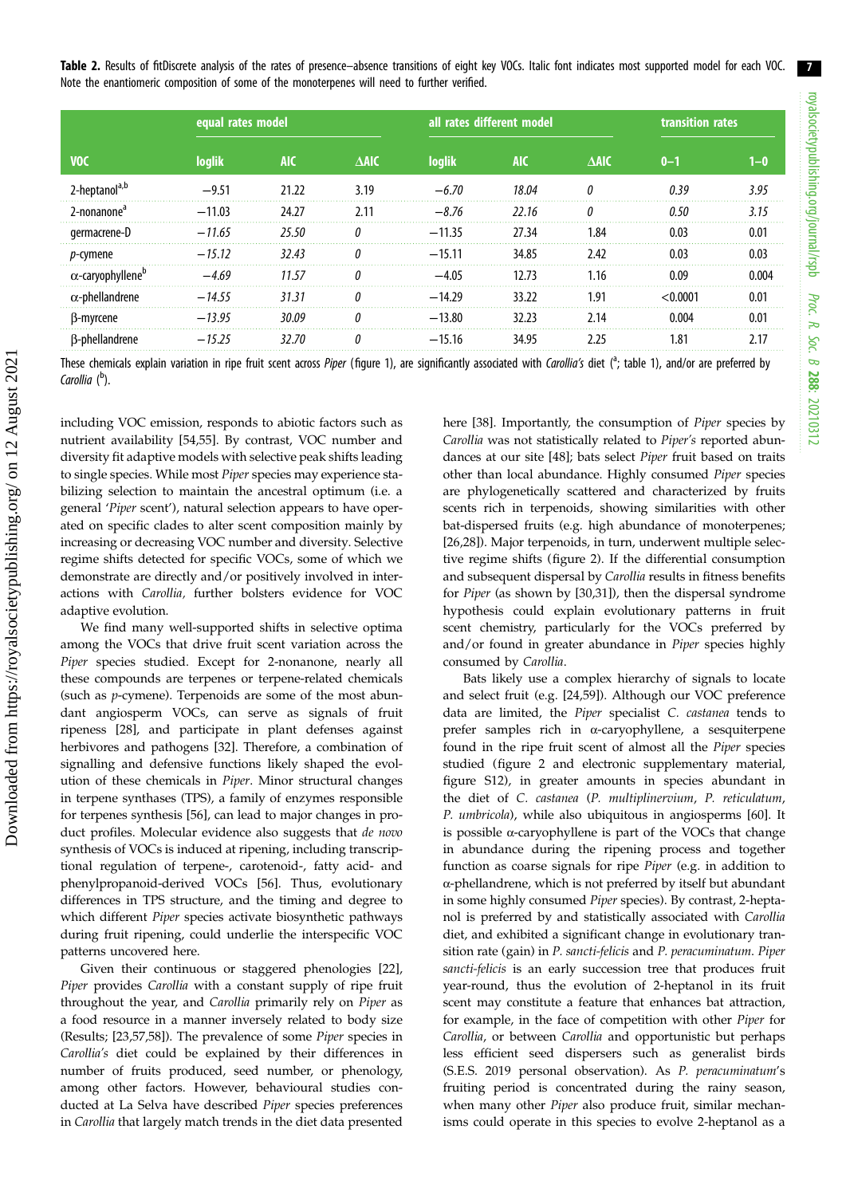**Table 2.** Results of fitDiscrete analysis of the rates of presence–absence transitions of eight key VOCs. Italic font indicates most supported model for each VOC. Note the enantiomeric composition of some of the monoterpenes will need to further verified.

| VOC | equal rates model | | | all rates different model | | | transition rates | |
|---|---|---|---|---|---|---|---|---|
| | loglik | AIC | ΔAIC | loglik | AIC | ΔAIC | 0–1 | 1–0 |
| 2-heptanol[a,b] | −9.51 | 21.22 | 3.19 | *−6.70* | *18.04* | *0* | *0.39* | *3.95* |
| 2-nonanone[a] | −11.03 | 24.27 | 2.11 | *−8.76* | *22.16* | *0* | *0.50* | *3.15* |
| germacrene-D | *−11.65* | *25.50* | *0* | −11.35 | 27.34 | 1.84 | 0.03 | 0.01 |
| *p*-cymene | *−15.12* | *32.43* | *0* | −15.11 | 34.85 | 2.42 | 0.03 | 0.03 |
| α-caryophyllene[b] | *−4.69* | *11.57* | *0* | −4.05 | 12.73 | 1.16 | 0.09 | 0.004 |
| α-phellandrene | *−14.55* | *31.31* | *0* | −14.29 | 33.22 | 1.91 | <0.0001 | 0.01 |
| β-myrcene | *−13.95* | *30.09* | *0* | −13.80 | 32.23 | 2.14 | 0.004 | 0.01 |
| β-phellandrene | *−15.25* | *32.70* | *0* | −15.16 | 34.95 | 2.25 | 1.81 | 2.17 |

These chemicals explain variation in ripe fruit scent across *Piper* (figure 1), are significantly associated with *Carollia's* diet ([a]; table 1), and/or are preferred by *Carollia* ([b]).

including VOC emission, responds to abiotic factors such as nutrient availability [54,55]. By contrast, VOC number and diversity fit adaptive models with selective peak shifts leading to single species. While most *Piper* species may experience stabilizing selection to maintain the ancestral optimum (i.e. a general '*Piper* scent'), natural selection appears to have operated on specific clades to alter scent composition mainly by increasing or decreasing VOC number and diversity. Selective regime shifts detected for specific VOCs, some of which we demonstrate are directly and/or positively involved in interactions with *Carollia*, further bolsters evidence for VOC adaptive evolution.

We find many well-supported shifts in selective optima among the VOCs that drive fruit scent variation across the *Piper* species studied. Except for 2-nonanone, nearly all these compounds are terpenes or terpene-related chemicals (such as *p*-cymene). Terpenoids are some of the most abundant angiosperm VOCs, can serve as signals of fruit ripeness [28], and participate in plant defenses against herbivores and pathogens [32]. Therefore, a combination of signalling and defensive functions likely shaped the evolution of these chemicals in *Piper*. Minor structural changes in terpene synthases (TPS), a family of enzymes responsible for terpenes synthesis [56], can lead to major changes in product profiles. Molecular evidence also suggests that *de novo* synthesis of VOCs is induced at ripening, including transcriptional regulation of terpene-, carotenoid-, fatty acid- and phenylpropanoid-derived VOCs [56]. Thus, evolutionary differences in TPS structure, and the timing and degree to which different *Piper* species activate biosynthetic pathways during fruit ripening, could underlie the interspecific VOC patterns uncovered here.

Given their continuous or staggered phenologies [22], *Piper* provides *Carollia* with a constant supply of ripe fruit throughout the year, and *Carollia* primarily rely on *Piper* as a food resource in a manner inversely related to body size (Results; [23,57,58]). The prevalence of some *Piper* species in *Carollia's* diet could be explained by their differences in number of fruits produced, seed number, or phenology, among other factors. However, behavioural studies conducted at La Selva have described *Piper* species preferences in *Carollia* that largely match trends in the diet data presented here [38]. Importantly, the consumption of *Piper* species by *Carollia* was not statistically related to *Piper's* reported abundances at our site [48]; bats select *Piper* fruit based on traits other than local abundance. Highly consumed *Piper* species are phylogenetically scattered and characterized by fruits scents rich in terpenoids, showing similarities with other bat-dispersed fruits (e.g. high abundance of monoterpenes; [26,28]). Major terpenoids, in turn, underwent multiple selective regime shifts (figure 2). If the differential consumption and subsequent dispersal by *Carollia* results in fitness benefits for *Piper* (as shown by [30,31]), then the dispersal syndrome hypothesis could explain evolutionary patterns in fruit scent chemistry, particularly for the VOCs preferred by and/or found in greater abundance in *Piper* species highly consumed by *Carollia*.

Bats likely use a complex hierarchy of signals to locate and select fruit (e.g. [24,59]). Although our VOC preference data are limited, the *Piper* specialist *C. castanea* tends to prefer samples rich in α-caryophyllene, a sesquiterpene found in the ripe fruit scent of almost all the *Piper* species studied (figure 2 and electronic supplementary material, figure S12), in greater amounts in species abundant in the diet of *C. castanea* (*P. multiplinervium*, *P. reticulatum*, *P. umbricola*), while also ubiquitous in angiosperms [60]. It is possible α-caryophyllene is part of the VOCs that change in abundance during the ripening process and together function as coarse signals for ripe *Piper* (e.g. in addition to α-phellandrene, which is not preferred by itself but abundant in some highly consumed *Piper* species). By contrast, 2-heptanol is preferred by and statistically associated with *Carollia* diet, and exhibited a significant change in evolutionary transition rate (gain) in *P. sancti-felicis* and *P. peracuminatum*. *Piper sancti-felicis* is an early succession tree that produces fruit year-round, thus the evolution of 2-heptanol in its fruit scent may constitute a feature that enhances bat attraction, for example, in the face of competition with other *Piper* for *Carollia*, or between *Carollia* and opportunistic but perhaps less efficient seed dispersers such as generalist birds (S.E.S. 2019 personal observation). As *P. peracuminatum's* fruiting period is concentrated during the rainy season, when many other *Piper* also produce fruit, similar mechanisms could operate in this species to evolve 2-heptanol as a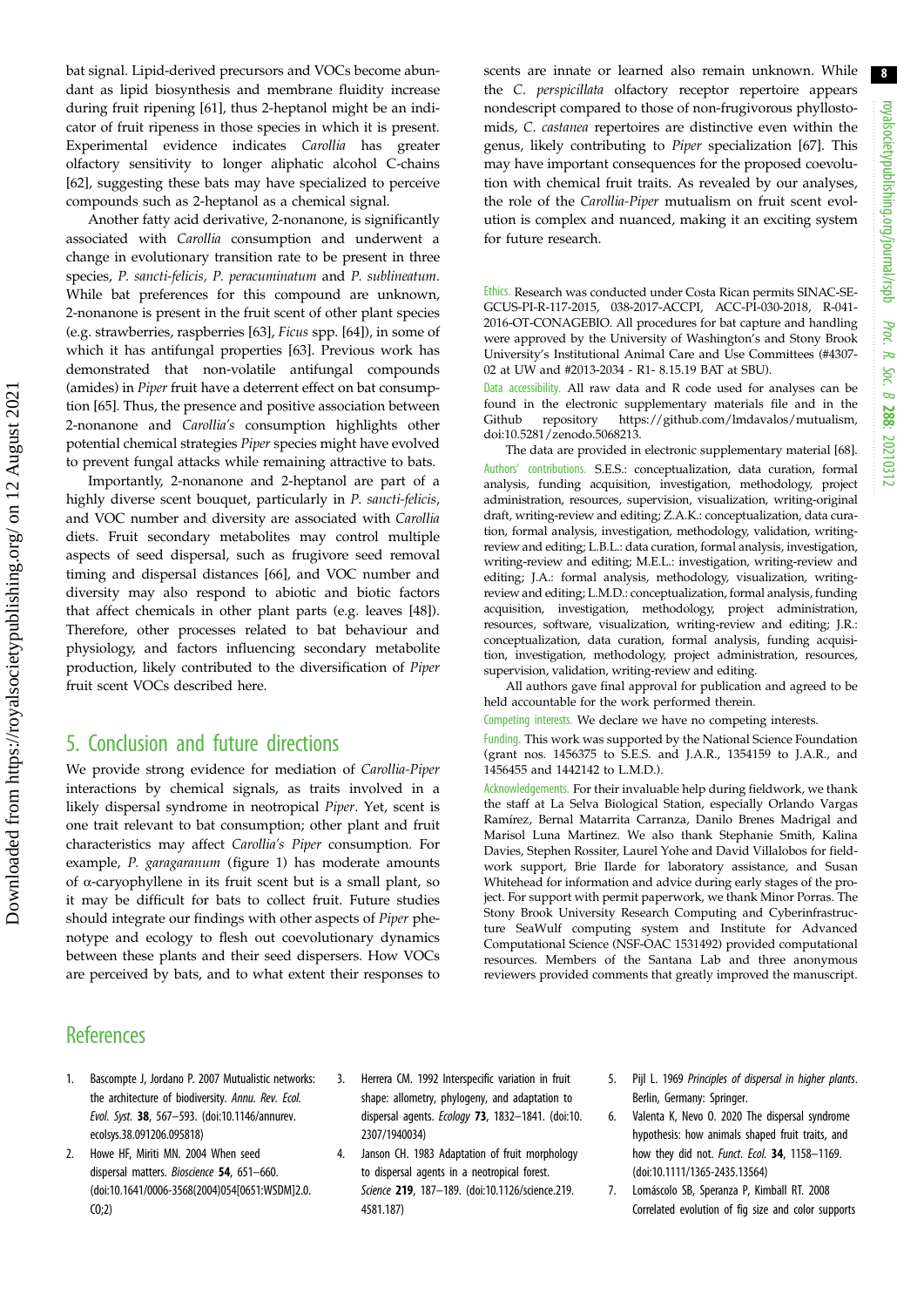bat signal. Lipid-derived precursors and VOCs become abundant as lipid biosynthesis and membrane fluidity increase during fruit ripening [61], thus 2-heptanol might be an indicator of fruit ripeness in those species in which it is present. Experimental evidence indicates *Carollia* has greater olfactory sensitivity to longer aliphatic alcohol C-chains [62], suggesting these bats may have specialized to perceive compounds such as 2-heptanol as a chemical signal.

Another fatty acid derivative, 2-nonanone, is significantly associated with *Carollia* consumption and underwent a change in evolutionary transition rate to be present in three species, *P. sancti-felicis, P. peracuminatum* and *P. sublineatum*. While bat preferences for this compound are unknown, 2-nonanone is present in the fruit scent of other plant species (e.g. strawberries, raspberries [63], *Ficus* spp. [64]), in some of which it has antifungal properties [63]. Previous work has demonstrated that non-volatile antifungal compounds (amides) in *Piper* fruit have a deterrent effect on bat consumption [65]. Thus, the presence and positive association between 2-nonanone and *Carollia's* consumption highlights other potential chemical strategies *Piper* species might have evolved to prevent fungal attacks while remaining attractive to bats.

Importantly, 2-nonanone and 2-heptanol are part of a highly diverse scent bouquet, particularly in *P. sancti-felicis*, and VOC number and diversity are associated with *Carollia* diets. Fruit secondary metabolites may control multiple aspects of seed dispersal, such as frugivore seed removal timing and dispersal distances [66], and VOC number and diversity may also respond to abiotic and biotic factors that affect chemicals in other plant parts (e.g. leaves [48]). Therefore, other processes related to bat behaviour and physiology, and factors influencing secondary metabolite production, likely contributed to the diversification of *Piper* fruit scent VOCs described here.

## 5. Conclusion and future directions

We provide strong evidence for mediation of *Carollia-Piper* interactions by chemical signals, as traits involved in a likely dispersal syndrome in neotropical *Piper*. Yet, scent is one trait relevant to bat consumption; other plant and fruit characteristics may affect *Carollia's Piper* consumption. For example, *P. garagaranum* (figure 1) has moderate amounts of α-caryophyllene in its fruit scent but is a small plant, so it may be difficult for bats to collect fruit. Future studies should integrate our findings with other aspects of *Piper* phenotype and ecology to flesh out coevolutionary dynamics between these plants and their seed dispersers. How VOCs are perceived by bats, and to what extent their responses to scents are innate or learned also remain unknown. While the *C. perspicillata* olfactory receptor repertoire appears nondescript compared to those of non-frugivorous phyllostomids, *C. castanea* repertoires are distinctive even within the genus, likely contributing to *Piper* specialization [67]. This may have important consequences for the proposed coevolution with chemical fruit traits. As revealed by our analyses, the role of the *Carollia-Piper* mutualism on fruit scent evolution is complex and nuanced, making it an exciting system for future research.

Ethics. Research was conducted under Costa Rican permits SINAC-SE-GCUS-PI-R-117-2015, 038-2017-ACCPI, ACC-PI-030-2018, R-041-2016-OT-CONAGEBIO. All procedures for bat capture and handling were approved by the University of Washington's and Stony Brook University's Institutional Animal Care and Use Committees (#4307-02 at UW and #2013-2034 - R1- 8.15.19 BAT at SBU).

Data accessibility. All raw data and R code used for analyses can be found in the electronic supplementary materials file and in the Github repository https://github.com/lmdavalos/mutualism, doi:10.5281/zenodo.5068213.

The data are provided in electronic supplementary material [68].

Authors' contributions. S.E.S.: conceptualization, data curation, formal analysis, funding acquisition, investigation, methodology, project administration, resources, supervision, visualization, writing-original draft, writing-review and editing; Z.A.K.: conceptualization, data curation, formal analysis, investigation, methodology, validation, writing-review and editing; L.B.L.: data curation, formal analysis, investigation, writing-review and editing; M.E.L.: investigation, writing-review and editing; J.A.: formal analysis, methodology, visualization, writing-review and editing; L.M.D.: conceptualization, formal analysis, funding acquisition, investigation, methodology, project administration, resources, software, visualization, writing-review and editing; J.R.: conceptualization, data curation, formal analysis, funding acquisition, investigation, methodology, project administration, resources, supervision, validation, writing-review and editing.

All authors gave final approval for publication and agreed to be held accountable for the work performed therein.

Competing interests. We declare we have no competing interests.

Funding. This work was supported by the National Science Foundation (grant nos. 1456375 to S.E.S. and J.A.R., 1354159 to J.A.R., and 1456455 and 1442142 to L.M.D.).

Acknowledgements. For their invaluable help during fieldwork, we thank the staff at La Selva Biological Station, especially Orlando Vargas Ramírez, Bernal Matarrita Carranza, Danilo Brenes Madrigal and Marisol Luna Martinez. We also thank Stephanie Smith, Kalina Davies, Stephen Rossiter, Laurel Yohe and David Villalobos for fieldwork support, Brie Ilarde for laboratory assistance, and Susan Whitehead for information and advice during early stages of the project. For support with permit paperwork, we thank Minor Porras. The Stony Brook University Research Computing and Cyberinfrastructure SeaWulf computing system and Institute for Advanced Computational Science (NSF-OAC 1531492) provided computational resources. Members of the Santana Lab and three anonymous reviewers provided comments that greatly improved the manuscript.

## References

1. Bascompte J, Jordano P. 2007 Mutualistic networks: the architecture of biodiversity. *Annu. Rev. Ecol. Evol. Syst.* **38**, 567–593. (doi:10.1146/annurev.ecolsys.38.091206.095818)
2. Howe HF, Miriti MN. 2004 When seed dispersal matters. *Bioscience* **54**, 651–660. (doi:10.1641/0006-3568(2004)054[0651:WSDM]2.0.CO;2)
3. Herrera CM. 1992 Interspecific variation in fruit shape: allometry, phylogeny, and adaptation to dispersal agents. *Ecology* **73**, 1832–1841. (doi:10.2307/1940034)
4. Janson CH. 1983 Adaptation of fruit morphology to dispersal agents in a neotropical forest. *Science* **219**, 187–189. (doi:10.1126/science.219.4581.187)
5. Pijl L. 1969 *Principles of dispersal in higher plants*. Berlin, Germany: Springer.
6. Valenta K, Nevo O. 2020 The dispersal syndrome hypothesis: how animals shaped fruit traits, and how they did not. *Funct. Ecol.* **34**, 1158–1169. (doi:10.1111/1365-2435.13564)
7. Lomáscolo SB, Speranza P, Kimball RT. 2008 Correlated evolution of fig size and color supports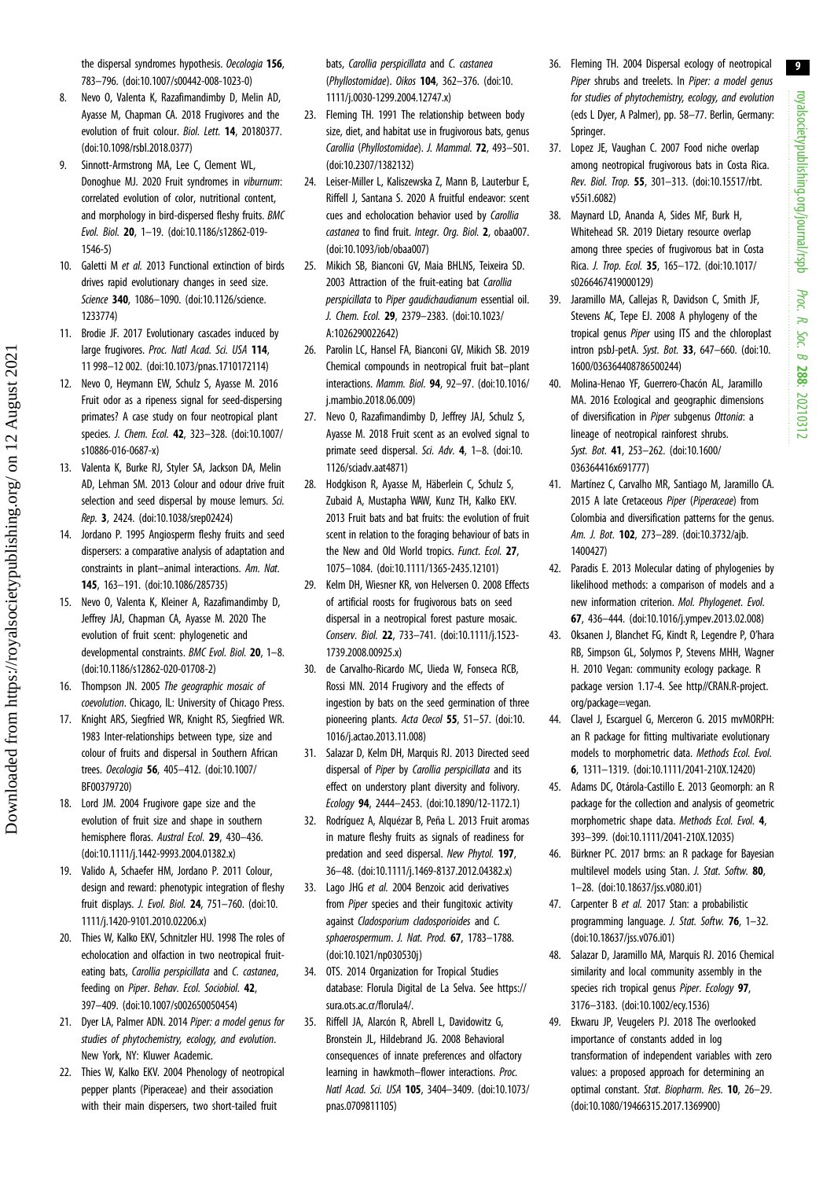the dispersal syndromes hypothesis. *Oecologia* **156**, 783–796. (doi:10.1007/s00442-008-1023-0)

8. Nevo O, Valenta K, Razafimandimby D, Melin AD, Ayasse M, Chapman CA. 2018 Frugivores and the evolution of fruit colour. *Biol. Lett.* **14**, 20180377. (doi:10.1098/rsbl.2018.0377)
9. Sinnott-Armstrong MA, Lee C, Clement WL, Donoghue MJ. 2020 Fruit syndromes in *viburnum*: correlated evolution of color, nutritional content, and morphology in bird-dispersed fleshy fruits. *BMC Evol. Biol.* **20**, 1–19. (doi:10.1186/s12862-019-1546-5)
10. Galetti M *et al.* 2013 Functional extinction of birds drives rapid evolutionary changes in seed size. *Science* **340**, 1086–1090. (doi:10.1126/science.1233774)
11. Brodie JF. 2017 Evolutionary cascades induced by large frugivores. *Proc. Natl Acad. Sci. USA* **114**, 11 998–12 002. (doi:10.1073/pnas.1710172114)
12. Nevo O, Heymann EW, Schulz S, Ayasse M. 2016 Fruit odor as a ripeness signal for seed-dispersing primates? A case study on four neotropical plant species. *J. Chem. Ecol.* **42**, 323–328. (doi:10.1007/s10886-016-0687-x)
13. Valenta K, Burke RJ, Styler SA, Jackson DA, Melin AD, Lehman SM. 2013 Colour and odour drive fruit selection and seed dispersal by mouse lemurs. *Sci. Rep.* **3**, 2424. (doi:10.1038/srep02424)
14. Jordano P. 1995 Angiosperm fleshy fruits and seed dispersers: a comparative analysis of adaptation and constraints in plant–animal interactions. *Am. Nat.* **145**, 163–191. (doi:10.1086/285735)
15. Nevo O, Valenta K, Kleiner A, Razafimandimby D, Jeffrey JAJ, Chapman CA, Ayasse M. 2020 The evolution of fruit scent: phylogenetic and developmental constraints. *BMC Evol. Biol.* **20**, 1–8. (doi:10.1186/s12862-020-01708-2)
16. Thompson JN. 2005 *The geographic mosaic of coevolution*. Chicago, IL: University of Chicago Press.
17. Knight ARS, Siegfried WR, Knight RS, Siegfried WR. 1983 Inter-relationships between type, size and colour of fruits and dispersal in Southern African trees. *Oecologia* **56**, 405–412. (doi:10.1007/BF00379720)
18. Lord JM. 2004 Frugivore gape size and the evolution of fruit size and shape in southern hemisphere floras. *Austral Ecol.* **29**, 430–436. (doi:10.1111/j.1442-9993.2004.01382.x)
19. Valido A, Schaefer HM, Jordano P. 2011 Colour, design and reward: phenotypic integration of fleshy fruit displays. *J. Evol. Biol.* **24**, 751–760. (doi:10.1111/j.1420-9101.2010.02206.x)
20. Thies W, Kalko EKV, Schnitzler HU. 1998 The roles of echolocation and olfaction in two neotropical fruit-eating bats, *Carollia perspicillata* and *C. castanea*, feeding on *Piper*. *Behav. Ecol. Sociobiol.* **42**, 397–409. (doi:10.1007/s002650050454)
21. Dyer LA, Palmer ADN. 2014 *Piper: a model genus for studies of phytochemistry, ecology, and evolution*. New York, NY: Kluwer Academic.
22. Thies W, Kalko EKV. 2004 Phenology of neotropical pepper plants (Piperaceae) and their association with their main dispersers, two short-tailed fruit bats, *Carollia perspicillata* and *C. castanea* (*Phyllostomidae*). *Oikos* **104**, 362–376. (doi:10.1111/j.0030-1299.2004.12747.x)
23. Fleming TH. 1991 The relationship between body size, diet, and habitat use in frugivorous bats, genus *Carollia* (*Phyllostomidae*). *J. Mammal.* **72**, 493–501. (doi:10.2307/1382132)
24. Leiser-Miller L, Kaliszewska Z, Mann B, Lauterbur E, Riffell J, Santana S. 2020 A fruitful endeavor: scent cues and echolocation behavior used by *Carollia castanea* to find fruit. *Integr. Org. Biol.* **2**, obaa007. (doi:10.1093/iob/obaa007)
25. Mikich SB, Bianconi GV, Maia BHLNS, Teixeira SD. 2003 Attraction of the fruit-eating bat *Carollia perspicillata* to *Piper gaudichaudianum* essential oil. *J. Chem. Ecol.* **29**, 2379–2383. (doi:10.1023/A:1026290022642)
26. Parolin LC, Hansel FA, Bianconi GV, Mikich SB. 2019 Chemical compounds in neotropical fruit bat–plant interactions. *Mamm. Biol.* **94**, 92–97. (doi:10.1016/j.mambio.2018.06.009)
27. Nevo O, Razafimandimby D, Jeffrey JAJ, Schulz S, Ayasse M. 2018 Fruit scent as an evolved signal to primate seed dispersal. *Sci. Adv.* **4**, 1–8. (doi:10.1126/sciadv.aat4871)
28. Hodgkison R, Ayasse M, Häberlein C, Schulz S, Zubaid A, Mustapha WAW, Kunz TH, Kalko EKV. 2013 Fruit bats and bat fruits: the evolution of fruit scent in relation to the foraging behaviour of bats in the New and Old World tropics. *Funct. Ecol.* **27**, 1075–1084. (doi:10.1111/1365-2435.12101)
29. Kelm DH, Wiesner KR, von Helversen O. 2008 Effects of artificial roosts for frugivorous bats on seed dispersal in a neotropical forest pasture mosaic. *Conserv. Biol.* **22**, 733–741. (doi:10.1111/j.1523-1739.2008.00925.x)
30. de Carvalho-Ricardo MC, Uieda W, Fonseca RCB, Rossi MN. 2014 Frugivory and the effects of ingestion by bats on the seed germination of three pioneering plants. *Acta Oecol* **55**, 51–57. (doi:10.1016/j.actao.2013.11.008)
31. Salazar D, Kelm DH, Marquis RJ. 2013 Directed seed dispersal of *Piper* by *Carollia perspicillata* and its effect on understory plant diversity and folivory. *Ecology* **94**, 2444–2453. (doi:10.1890/12-1172.1)
32. Rodríguez A, Alquézar B, Peña L. 2013 Fruit aromas in mature fleshy fruits as signals of readiness for predation and seed dispersal. *New Phytol.* **197**, 36–48. (doi:10.1111/j.1469-8137.2012.04382.x)
33. Lago JHG *et al.* 2004 Benzoic acid derivatives from *Piper* species and their fungitoxic activity against *Cladosporium cladosporioides* and *C. sphaerospermum*. *J. Nat. Prod.* **67**, 1783–1788. (doi:10.1021/np030530j)
34. OTS. 2014 Organization for Tropical Studies database: Florula Digital de La Selva. See https://sura.ots.ac.cr/florula4/.
35. Riffell JA, Alarcón R, Abrell L, Davidowitz G, Bronstein JL, Hildebrand JG. 2008 Behavioral consequences of innate preferences and olfactory learning in hawkmoth–flower interactions. *Proc. Natl Acad. Sci. USA* **105**, 3404–3409. (doi:10.1073/pnas.0709811105)
36. Fleming TH. 2004 Dispersal ecology of neotropical *Piper* shrubs and treelets. In *Piper: a model genus for studies of phytochemistry, ecology, and evolution* (eds L Dyer, A Palmer), pp. 58–77. Berlin, Germany: Springer.
37. Lopez JE, Vaughan C. 2007 Food niche overlap among neotropical frugivorous bats in Costa Rica. *Rev. Biol. Trop.* **55**, 301–313. (doi:10.15517/rbt.v55i1.6082)
38. Maynard LD, Ananda A, Sides MF, Burk H, Whitehead SR. 2019 Dietary resource overlap among three species of frugivorous bat in Costa Rica. *J. Trop. Ecol.* **35**, 165–172. (doi:10.1017/s0266467419000129)
39. Jaramillo MA, Callejas R, Davidson C, Smith JF, Stevens AC, Tepe EJ. 2008 A phylogeny of the tropical genus *Piper* using ITS and the chloroplast intron psbJ-petA. *Syst. Bot.* **33**, 647–660. (doi:10.1600/036364408786500244)
40. Molina-Henao YF, Guerrero-Chacón AL, Jaramillo MA. 2016 Ecological and geographic dimensions of diversification in *Piper* subgenus *Ottonia*: a lineage of neotropical rainforest shrubs. *Syst. Bot.* **41**, 253–262. (doi:10.1600/036364416x691777)
41. Martínez C, Carvalho MR, Santiago M, Jaramillo CA. 2015 A late Cretaceous *Piper* (*Piperaceae*) from Colombia and diversification patterns for the genus. *Am. J. Bot.* **102**, 273–289. (doi:10.3732/ajb.1400427)
42. Paradis E. 2013 Molecular dating of phylogenies by likelihood methods: a comparison of models and a new information criterion. *Mol. Phylogenet. Evol.* **67**, 436–444. (doi:10.1016/j.ympev.2013.02.008)
43. Oksanen J, Blanchet FG, Kindt R, Legendre P, O'hara RB, Simpson GL, Solymos P, Stevens MHH, Wagner H. 2010 Vegan: community ecology package. R package version 1.17-4. See http//CRAN.R-project.org/package=vegan.
44. Clavel J, Escarguel G, Merceron G. 2015 mvMORPH: an R package for fitting multivariate evolutionary models to morphometric data. *Methods Ecol. Evol.* **6**, 1311–1319. (doi:10.1111/2041-210X.12420)
45. Adams DC, Otárola-Castillo E. 2013 Geomorph: an R package for the collection and analysis of geometric morphometric shape data. *Methods Ecol. Evol.* **4**, 393–399. (doi:10.1111/2041-210X.12035)
46. Bürkner PC. 2017 brms: an R package for Bayesian multilevel models using Stan. *J. Stat. Softw.* **80**, 1–28. (doi:10.18637/jss.v080.i01)
47. Carpenter B *et al.* 2017 Stan: a probabilistic programming language. *J. Stat. Softw.* **76**, 1–32. (doi:10.18637/jss.v076.i01)
48. Salazar D, Jaramillo MA, Marquis RJ. 2016 Chemical similarity and local community assembly in the species rich tropical genus *Piper*. *Ecology* **97**, 3176–3183. (doi:10.1002/ecy.1536)
49. Ekwaru JP, Veugelers PJ. 2018 The overlooked importance of constants added in log transformation of independent variables with zero values: a proposed approach for determining an optimal constant. *Stat. Biopharm. Res.* **10**, 26–29. (doi:10.1080/19466315.2017.1369900)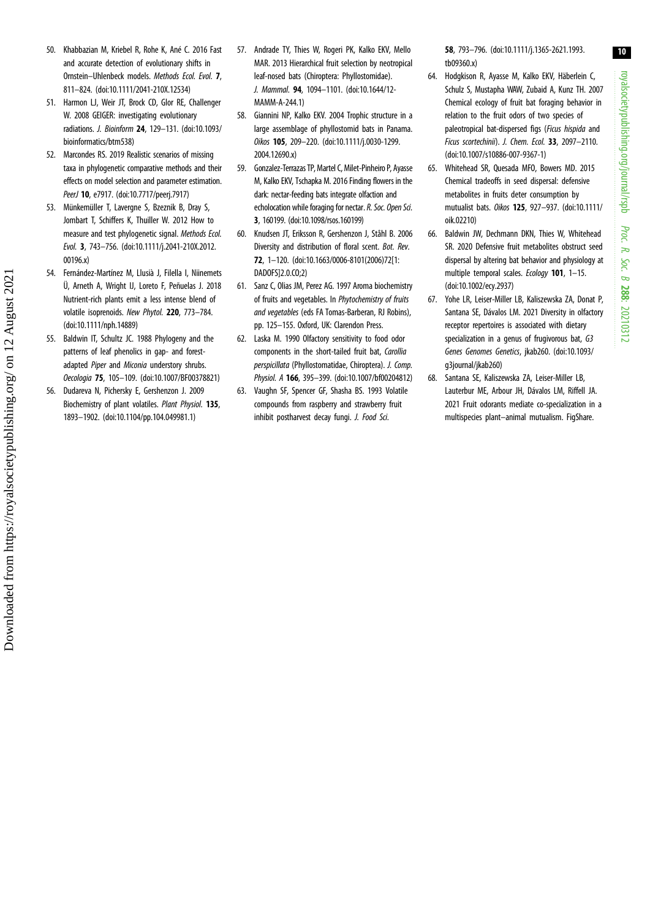50. Khabbazian M, Kriebel R, Rohe K, Ané C. 2016 Fast and accurate detection of evolutionary shifts in Ornstein–Uhlenbeck models. *Methods Ecol. Evol.* **7**, 811–824. (doi:10.1111/2041-210X.12534)
51. Harmon LJ, Weir JT, Brock CD, Glor RE, Challenger W. 2008 GEIGER: investigating evolutionary radiations. *J. Bioinform* **24**, 129–131. (doi:10.1093/bioinformatics/btm538)
52. Marcondes RS. 2019 Realistic scenarios of missing taxa in phylogenetic comparative methods and their effects on model selection and parameter estimation. *PeerJ* **10**, e7917. (doi:10.7717/peerj.7917)
53. Münkemüller T, Lavergne S, Bzeznik B, Dray S, Jombart T, Schiffers K, Thuiller W. 2012 How to measure and test phylogenetic signal. *Methods Ecol. Evol.* **3**, 743–756. (doi:10.1111/j.2041-210X.2012.00196.x)
54. Fernández-Martínez M, Llusià J, Filella I, Niinemets Ü, Arneth A, Wright IJ, Loreto F, Peñuelas J. 2018 Nutrient-rich plants emit a less intense blend of volatile isoprenoids. *New Phytol.* **220**, 773–784. (doi:10.1111/nph.14889)
55. Baldwin IT, Schultz JC. 1988 Phylogeny and the patterns of leaf phenolics in gap- and forest-adapted *Piper* and *Miconia* understory shrubs. *Oecologia* **75**, 105–109. (doi:10.1007/BF00378821)
56. Dudareva N, Pichersky E, Gershenzon J. 2009 Biochemistry of plant volatiles. *Plant Physiol.* **135**, 1893–1902. (doi:10.1104/pp.104.049981.1)
57. Andrade TY, Thies W, Rogeri PK, Kalko EKV, Mello MAR. 2013 Hierarchical fruit selection by neotropical leaf-nosed bats (Chiroptera: Phyllostomidae). *J. Mammal.* **94**, 1094–1101. (doi:10.1644/12-MAMM-A-244.1)
58. Giannini NP, Kalko EKV. 2004 Trophic structure in a large assemblage of phyllostomid bats in Panama. *Oikos* **105**, 209–220. (doi:10.1111/j.0030-1299.2004.12690.x)
59. Gonzalez-Terrazas TP, Martel C, Milet-Pinheiro P, Ayasse M, Kalko EKV, Tschapka M. 2016 Finding flowers in the dark: nectar-feeding bats integrate olfaction and echolocation while foraging for nectar. *R. Soc. Open Sci.* **3**, 160199. (doi:10.1098/rsos.160199)
60. Knudsen JT, Eriksson R, Gershenzon J, Ståhl B. 2006 Diversity and distribution of floral scent. *Bot. Rev.* **72**, 1–120. (doi:10.1663/0006-8101(2006)72[1:DADOFS]2.0.CO;2)
61. Sanz C, Olias JM, Perez AG. 1997 Aroma biochemistry of fruits and vegetables. In *Phytochemistry of fruits and vegetables* (eds FA Tomas-Barberan, RJ Robins), pp. 125–155. Oxford, UK: Clarendon Press.
62. Laska M. 1990 Olfactory sensitivity to food odor components in the short-tailed fruit bat, *Carollia perspicillata* (Phyllostomatidae, Chiroptera). *J. Comp. Physiol. A* **166**, 395–399. (doi:10.1007/bf00204812)
63. Vaughn SF, Spencer GF, Shasha BS. 1993 Volatile compounds from raspberry and strawberry fruit inhibit postharvest decay fungi. *J. Food Sci.* **58**, 793–796. (doi:10.1111/j.1365-2621.1993.tb09360.x)
64. Hodgkison R, Ayasse M, Kalko EKV, Häberlein C, Schulz S, Mustapha WAW, Zubaid A, Kunz TH. 2007 Chemical ecology of fruit bat foraging behavior in relation to the fruit odors of two species of paleotropical bat-dispersed figs (*Ficus hispida* and *Ficus scortechinii*). *J. Chem. Ecol.* **33**, 2097–2110. (doi:10.1007/s10886-007-9367-1)
65. Whitehead SR, Quesada MFO, Bowers MD. 2015 Chemical tradeoffs in seed dispersal: defensive metabolites in fruits deter consumption by mutualist bats. *Oikos* **125**, 927–937. (doi:10.1111/oik.02210)
66. Baldwin JW, Dechmann DKN, Thies W, Whitehead SR. 2020 Defensive fruit metabolites obstruct seed dispersal by altering bat behavior and physiology at multiple temporal scales. *Ecology* **101**, 1–15. (doi:10.1002/ecy.2937)
67. Yohe LR, Leiser-Miller LB, Kaliszewska ZA, Donat P, Santana SE, Dávalos LM. 2021 Diversity in olfactory receptor repertoires is associated with dietary specialization in a genus of frugivorous bat, *G3 Genes Genomes Genetics*, jkab260. (doi:10.1093/g3journal/jkab260)
68. Santana SE, Kaliszewska ZA, Leiser-Miller LB, Lauterbur ME, Arbour JH, Dávalos LM, Riffell JA. 2021 Fruit odorants mediate co-specialization in a multispecies plant–animal mutualism. FigShare.